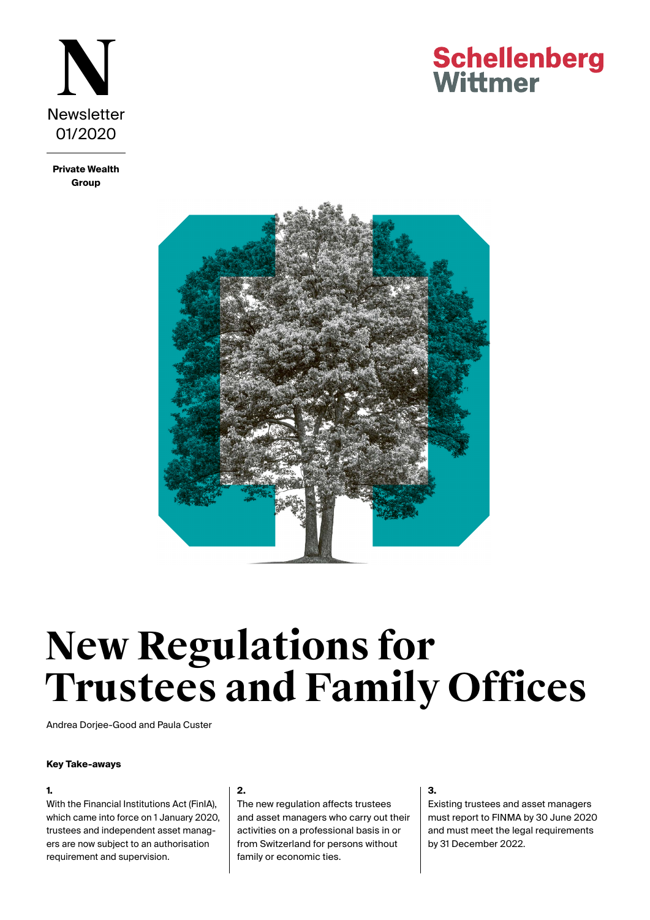N

Newsletter 01/2020

**Private Wealth Group**

Schellenberg Wittmer

# New Regulations for Trustees and Family Offices

Andrea Dorjee-Good and Paula Custer

**Key Take-aways**

**1.**
With the Financial Institutions Act (FinIA), which came into force on 1 January 2020, trustees and independent asset managers are now subject to an authorisation requirement and supervision.

**2.**
The new regulation affects trustees and asset managers who carry out their activities on a professional basis in or from Switzerland for persons without family or economic ties.

**3.**
Existing trustees and asset managers must report to FINMA by 30 June 2020 and must meet the legal requirements by 31 December 2022.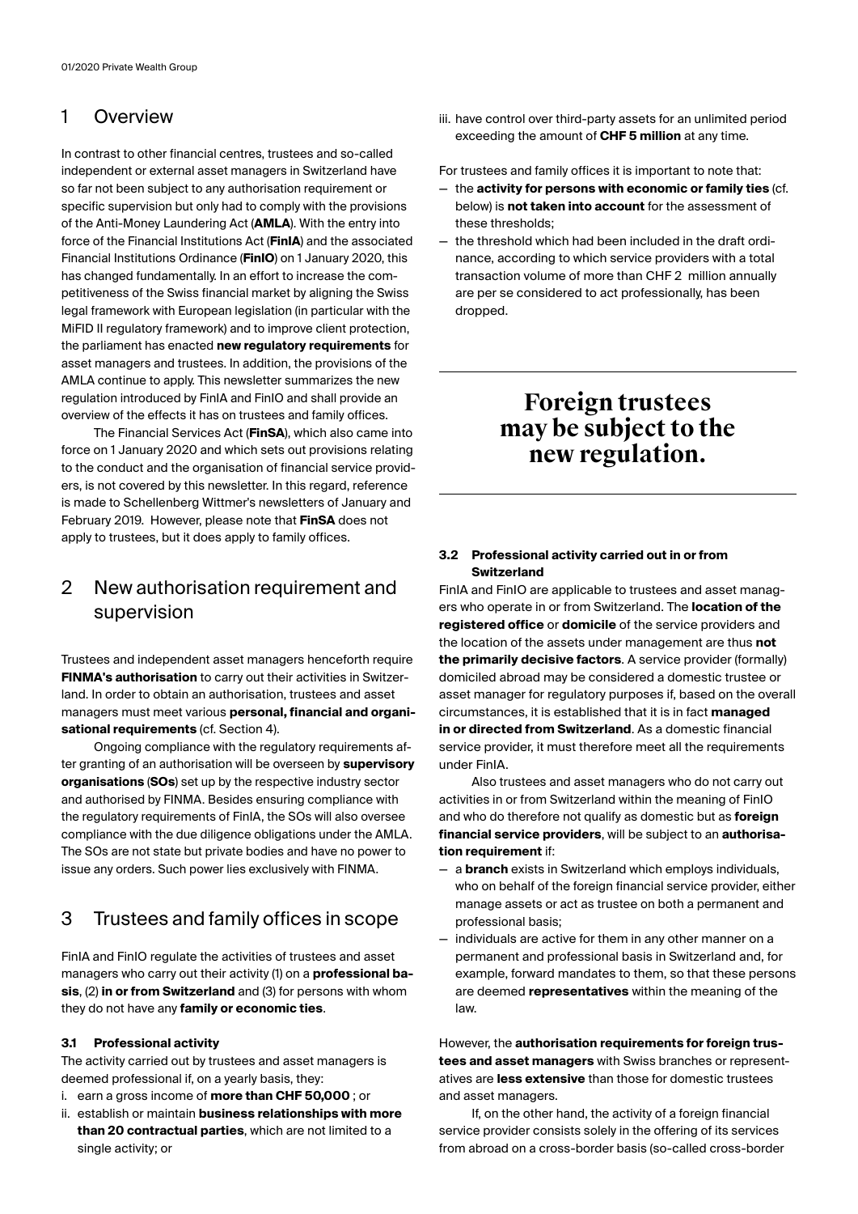## 1 Overview

In contrast to other financial centres, trustees and so-called independent or external asset managers in Switzerland have so far not been subject to any authorisation requirement or specific supervision but only had to comply with the provisions of the Anti-Money Laundering Act (**AMLA**). With the entry into force of the Financial Institutions Act (**FinIA**) and the associated Financial Institutions Ordinance (**FinIO**) on 1 January 2020, this has changed fundamentally. In an effort to increase the competitiveness of the Swiss financial market by aligning the Swiss legal framework with European legislation (in particular with the MiFID II regulatory framework) and to improve client protection, the parliament has enacted **new regulatory requirements** for asset managers and trustees. In addition, the provisions of the AMLA continue to apply. This newsletter summarizes the new regulation introduced by FinIA and FinIO and shall provide an overview of the effects it has on trustees and family offices.

The Financial Services Act (**FinSA**), which also came into force on 1 January 2020 and which sets out provisions relating to the conduct and the organisation of financial service providers, is not covered by this newsletter. In this regard, reference is made to Schellenberg Wittmer's newsletters of January and February 2019. However, please note that **FinSA** does not apply to trustees, but it does apply to family offices.

## 2 New authorisation requirement and supervision

Trustees and independent asset managers henceforth require **FINMA's authorisation** to carry out their activities in Switzerland. In order to obtain an authorisation, trustees and asset managers must meet various **personal, financial and organisational requirements** (cf. Section 4).

Ongoing compliance with the regulatory requirements after granting of an authorisation will be overseen by **supervisory organisations** (**SOs**) set up by the respective industry sector and authorised by FINMA. Besides ensuring compliance with the regulatory requirements of FinIA, the SOs will also oversee compliance with the due diligence obligations under the AMLA. The SOs are not state but private bodies and have no power to issue any orders. Such power lies exclusively with FINMA.

## 3 Trustees and family offices in scope

FinIA and FinIO regulate the activities of trustees and asset managers who carry out their activity (1) on a **professional basis**, (2) **in or from Switzerland** and (3) for persons with whom they do not have any **family or economic ties**.

### 3.1 Professional activity

The activity carried out by trustees and asset managers is deemed professional if, on a yearly basis, they:

i. earn a gross income of **more than CHF 50,000** ; or
ii. establish or maintain **business relationships with more than 20 contractual parties**, which are not limited to a single activity; or
iii. have control over third-party assets for an unlimited period exceeding the amount of **CHF 5 million** at any time.

For trustees and family offices it is important to note that:

- the **activity for persons with economic or family ties** (cf. below) is **not taken into account** for the assessment of these thresholds;
- the threshold which had been included in the draft ordinance, according to which service providers with a total transaction volume of more than CHF 2 million annually are per se considered to act professionally, has been dropped.

**Foreign trustees may be subject to the new regulation.**

### 3.2 Professional activity carried out in or from Switzerland

FinIA and FinIO are applicable to trustees and asset managers who operate in or from Switzerland. The **location of the registered office** or **domicile** of the service providers and the location of the assets under management are thus **not the primarily decisive factors**. A service provider (formally) domiciled abroad may be considered a domestic trustee or asset manager for regulatory purposes if, based on the overall circumstances, it is established that it is in fact **managed in or directed from Switzerland**. As a domestic financial service provider, it must therefore meet all the requirements under FinIA.

Also trustees and asset managers who do not carry out activities in or from Switzerland within the meaning of FinIO and who do therefore not qualify as domestic but as **foreign financial service providers**, will be subject to an **authorisation requirement** if:

- a **branch** exists in Switzerland which employs individuals, who on behalf of the foreign financial service provider, either manage assets or act as trustee on both a permanent and professional basis;
- individuals are active for them in any other manner on a permanent and professional basis in Switzerland and, for example, forward mandates to them, so that these persons are deemed **representatives** within the meaning of the law.

However, the **authorisation requirements for foreign trustees and asset managers** with Swiss branches or representatives are **less extensive** than those for domestic trustees and asset managers.

If, on the other hand, the activity of a foreign financial service provider consists solely in the offering of its services from abroad on a cross-border basis (so-called cross-border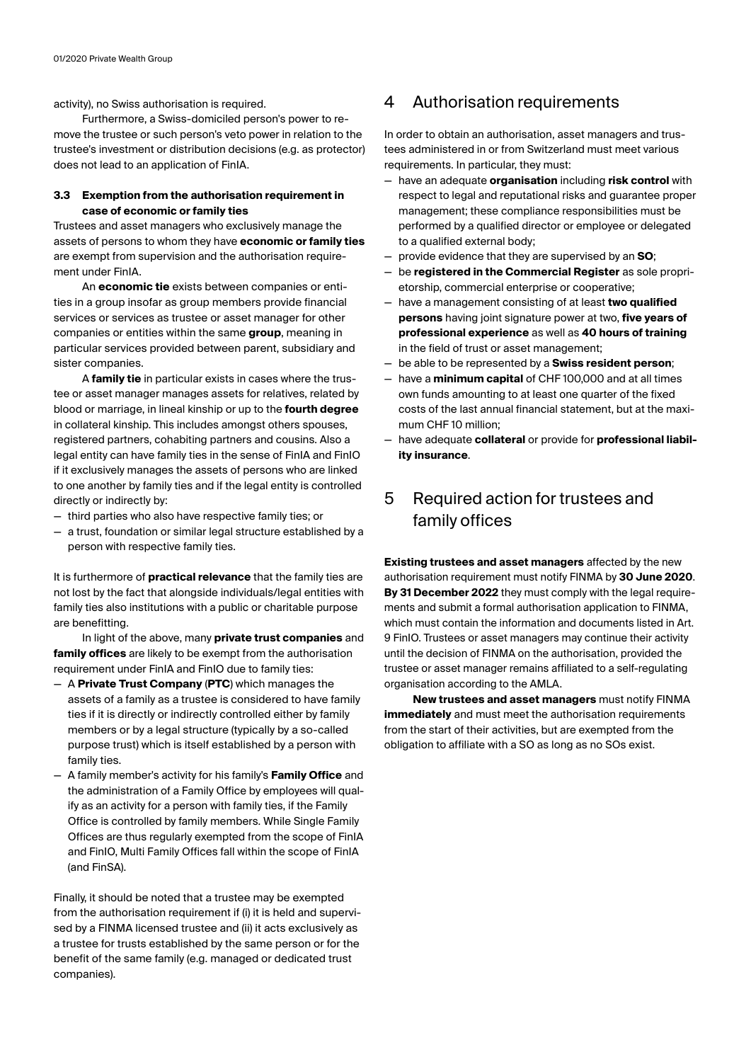activity), no Swiss authorisation is required.

Furthermore, a Swiss-domiciled person's power to remove the trustee or such person's veto power in relation to the trustee's investment or distribution decisions (e.g. as protector) does not lead to an application of FinIA.

### 3.3 Exemption from the authorisation requirement in case of economic or family ties

Trustees and asset managers who exclusively manage the assets of persons to whom they have **economic or family ties** are exempt from supervision and the authorisation requirement under FinIA.

An **economic tie** exists between companies or entities in a group insofar as group members provide financial services or services as trustee or asset manager for other companies or entities within the same **group**, meaning in particular services provided between parent, subsidiary and sister companies.

A **family tie** in particular exists in cases where the trustee or asset manager manages assets for relatives, related by blood or marriage, in lineal kinship or up to the **fourth degree** in collateral kinship. This includes amongst others spouses, registered partners, cohabiting partners and cousins. Also a legal entity can have family ties in the sense of FinIA and FinIO if it exclusively manages the assets of persons who are linked to one another by family ties and if the legal entity is controlled directly or indirectly by:

- third parties who also have respective family ties; or
- a trust, foundation or similar legal structure established by a person with respective family ties.

It is furthermore of **practical relevance** that the family ties are not lost by the fact that alongside individuals/legal entities with family ties also institutions with a public or charitable purpose are benefitting.

In light of the above, many **private trust companies** and **family offices** are likely to be exempt from the authorisation requirement under FinIA and FinIO due to family ties:

- A **Private Trust Company** (**PTC**) which manages the assets of a family as a trustee is considered to have family ties if it is directly or indirectly controlled either by family members or by a legal structure (typically by a so-called purpose trust) which is itself established by a person with family ties.
- A family member's activity for his family's **Family Office** and the administration of a Family Office by employees will qualify as an activity for a person with family ties, if the Family Office is controlled by family members. While Single Family Offices are thus regularly exempted from the scope of FinIA and FinIO, Multi Family Offices fall within the scope of FinIA (and FinSA).

Finally, it should be noted that a trustee may be exempted from the authorisation requirement if (i) it is held and supervised by a FINMA licensed trustee and (ii) it acts exclusively as a trustee for trusts established by the same person or for the benefit of the same family (e.g. managed or dedicated trust companies).

## 4 Authorisation requirements

In order to obtain an authorisation, asset managers and trustees administered in or from Switzerland must meet various requirements. In particular, they must:

- have an adequate **organisation** including **risk control** with respect to legal and reputational risks and guarantee proper management; these compliance responsibilities must be performed by a qualified director or employee or delegated to a qualified external body;
- provide evidence that they are supervised by an **SO**;
- be **registered in the Commercial Register** as sole proprietorship, commercial enterprise or cooperative;
- have a management consisting of at least **two qualified persons** having joint signature power at two, **five years of professional experience** as well as **40 hours of training** in the field of trust or asset management;
- be able to be represented by a **Swiss resident person**;
- have a **minimum capital** of CHF 100,000 and at all times own funds amounting to at least one quarter of the fixed costs of the last annual financial statement, but at the maximum CHF 10 million;
- have adequate **collateral** or provide for **professional liability insurance**.

## 5 Required action for trustees and family offices

**Existing trustees and asset managers** affected by the new authorisation requirement must notify FINMA by **30 June 2020**. **By 31 December 2022** they must comply with the legal requirements and submit a formal authorisation application to FINMA, which must contain the information and documents listed in Art. 9 FinIO. Trustees or asset managers may continue their activity until the decision of FINMA on the authorisation, provided the trustee or asset manager remains affiliated to a self-regulating organisation according to the AMLA.

**New trustees and asset managers** must notify FINMA **immediately** and must meet the authorisation requirements from the start of their activities, but are exempted from the obligation to affiliate with a SO as long as no SOs exist.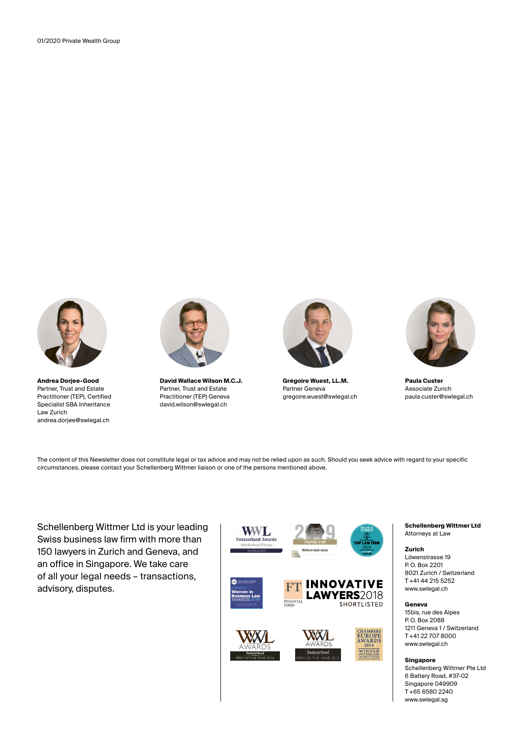**Andrea Dorjee-Good**
Partner, Trust and Estate Practitioner (TEP), Certified Specialist SBA Inheritance Law Zurich
andrea.dorjee@swlegal.ch

**David Wallace Wilson M.C.J.**
Partner, Trust and Estate Practitioner (TEP) Geneva
david.wilson@swlegal.ch

**Grégoire Wuest, LL.M.**
Partner Geneva
gregoire.wuest@swlegal.ch

**Paula Custer**
Associate Zurich
paula.custer@swlegal.ch

The content of this Newsletter does not constitute legal or tax advice and may not be relied upon as such. Should you seek advice with regard to your specific circumstances, please contact your Schellenberg Wittmer liaison or one of the persons mentioned above.

Schellenberg Wittmer Ltd is your leading Swiss business law firm with more than 150 lawyers in Zurich and Geneva, and an office in Singapore. We take care of all your legal needs – transactions, advisory, disputes.

**Schellenberg Wittmer Ltd**
Attorneys at Law

**Zurich**
Löwenstrasse 19
P. O. Box 2201
8021 Zurich / Switzerland
T +41 44 215 5252
www.swlegal.ch

**Geneva**
15bis, rue des Alpes
P. O. Box 2088
1211 Geneva 1 / Switzerland
T +41 22 707 8000
www.swlegal.ch

**Singapore**
Schellenberg Wittmer Pte Ltd
6 Battery Road, #37-02
Singapore 049909
T +65 6580 2240
www.swlegal.sg